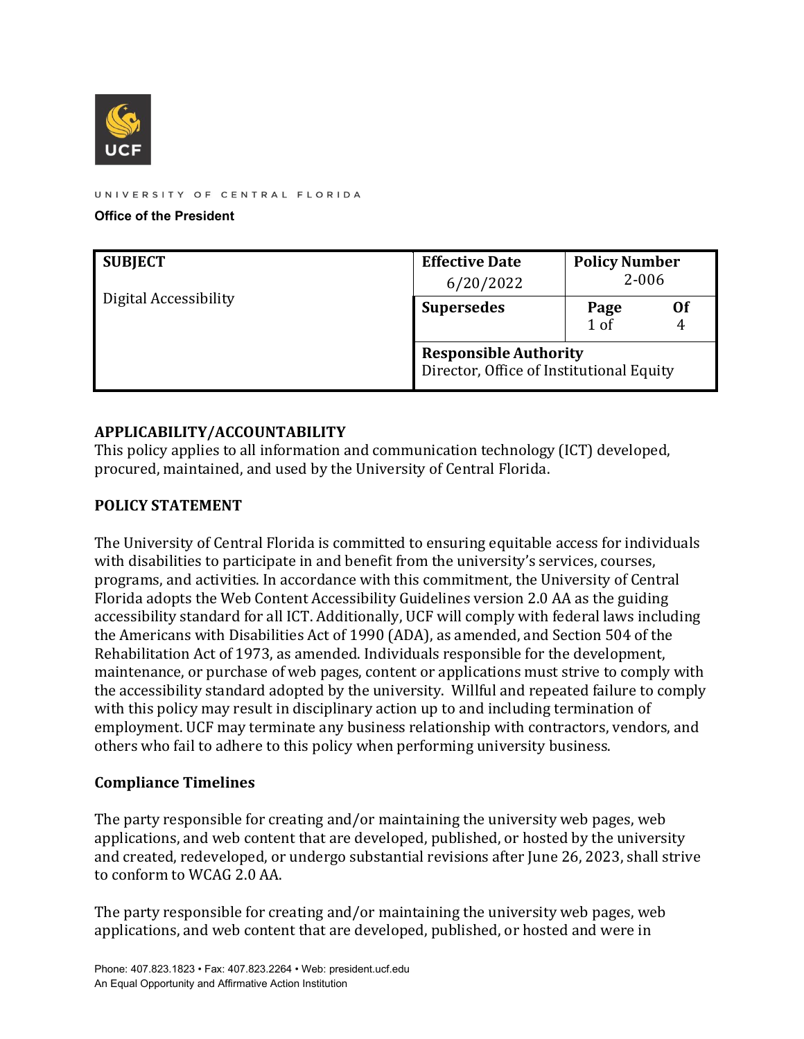UNIVERSITY OF CENTRAL FLORIDA

**Office of the President**

| **SUBJECT** | **Effective Date** | **Policy Number** |
|---|---|---|
| Digital Accessibility | 6/20/2022 | 2-006 |
| | **Supersedes** | **Page** 1 of **Of** 4 |
| | **Responsible Authority** Director, Office of Institutional Equity | |

## APPLICABILITY/ACCOUNTABILITY

This policy applies to all information and communication technology (ICT) developed, procured, maintained, and used by the University of Central Florida.

## POLICY STATEMENT

The University of Central Florida is committed to ensuring equitable access for individuals with disabilities to participate in and benefit from the university's services, courses, programs, and activities. In accordance with this commitment, the University of Central Florida adopts the Web Content Accessibility Guidelines version 2.0 AA as the guiding accessibility standard for all ICT. Additionally, UCF will comply with federal laws including the Americans with Disabilities Act of 1990 (ADA), as amended, and Section 504 of the Rehabilitation Act of 1973, as amended. Individuals responsible for the development, maintenance, or purchase of web pages, content or applications must strive to comply with the accessibility standard adopted by the university. Willful and repeated failure to comply with this policy may result in disciplinary action up to and including termination of employment. UCF may terminate any business relationship with contractors, vendors, and others who fail to adhere to this policy when performing university business.

### Compliance Timelines

The party responsible for creating and/or maintaining the university web pages, web applications, and web content that are developed, published, or hosted by the university and created, redeveloped, or undergo substantial revisions after June 26, 2023, shall strive to conform to WCAG 2.0 AA.

The party responsible for creating and/or maintaining the university web pages, web applications, and web content that are developed, published, or hosted and were in

Phone: 407.823.1823 • Fax: 407.823.2264 • Web: president.ucf.edu
An Equal Opportunity and Affirmative Action Institution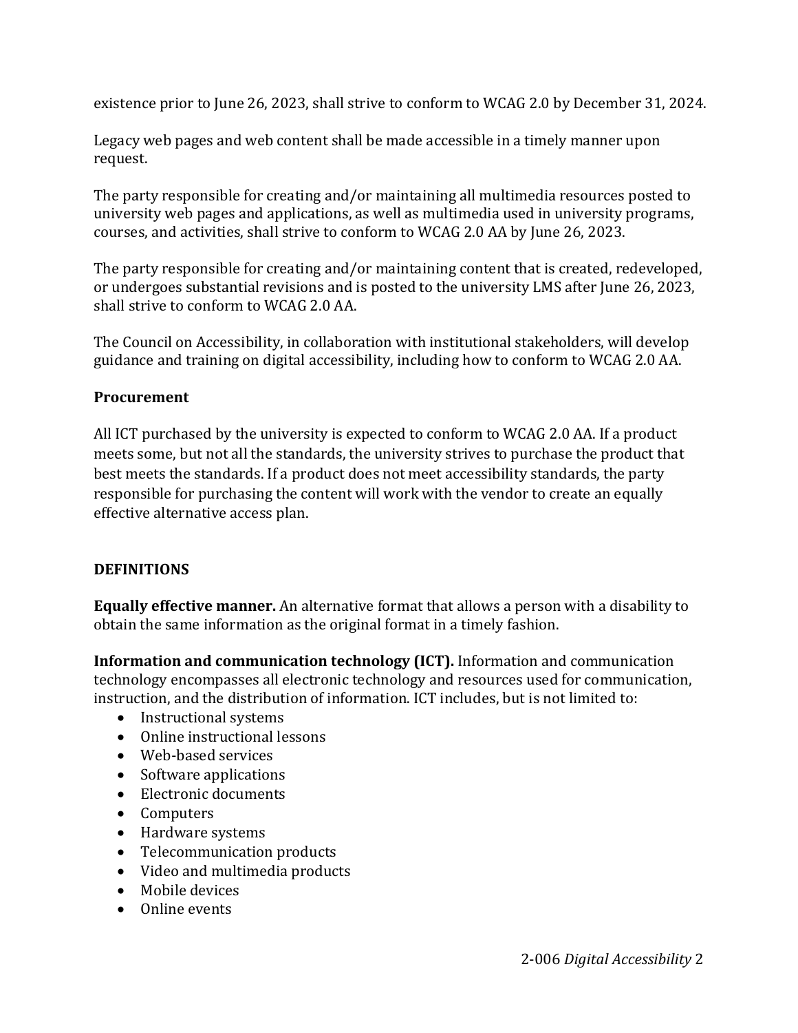existence prior to June 26, 2023, shall strive to conform to WCAG 2.0 by December 31, 2024.

Legacy web pages and web content shall be made accessible in a timely manner upon request.

The party responsible for creating and/or maintaining all multimedia resources posted to university web pages and applications, as well as multimedia used in university programs, courses, and activities, shall strive to conform to WCAG 2.0 AA by June 26, 2023.

The party responsible for creating and/or maintaining content that is created, redeveloped, or undergoes substantial revisions and is posted to the university LMS after June 26, 2023, shall strive to conform to WCAG 2.0 AA.

The Council on Accessibility, in collaboration with institutional stakeholders, will develop guidance and training on digital accessibility, including how to conform to WCAG 2.0 AA.

### Procurement

All ICT purchased by the university is expected to conform to WCAG 2.0 AA. If a product meets some, but not all the standards, the university strives to purchase the product that best meets the standards. If a product does not meet accessibility standards, the party responsible for purchasing the content will work with the vendor to create an equally effective alternative access plan.

## DEFINITIONS

**Equally effective manner.** An alternative format that allows a person with a disability to obtain the same information as the original format in a timely fashion.

**Information and communication technology (ICT).** Information and communication technology encompasses all electronic technology and resources used for communication, instruction, and the distribution of information. ICT includes, but is not limited to:

- Instructional systems
- Online instructional lessons
- Web-based services
- Software applications
- Electronic documents
- Computers
- Hardware systems
- Telecommunication products
- Video and multimedia products
- Mobile devices
- Online events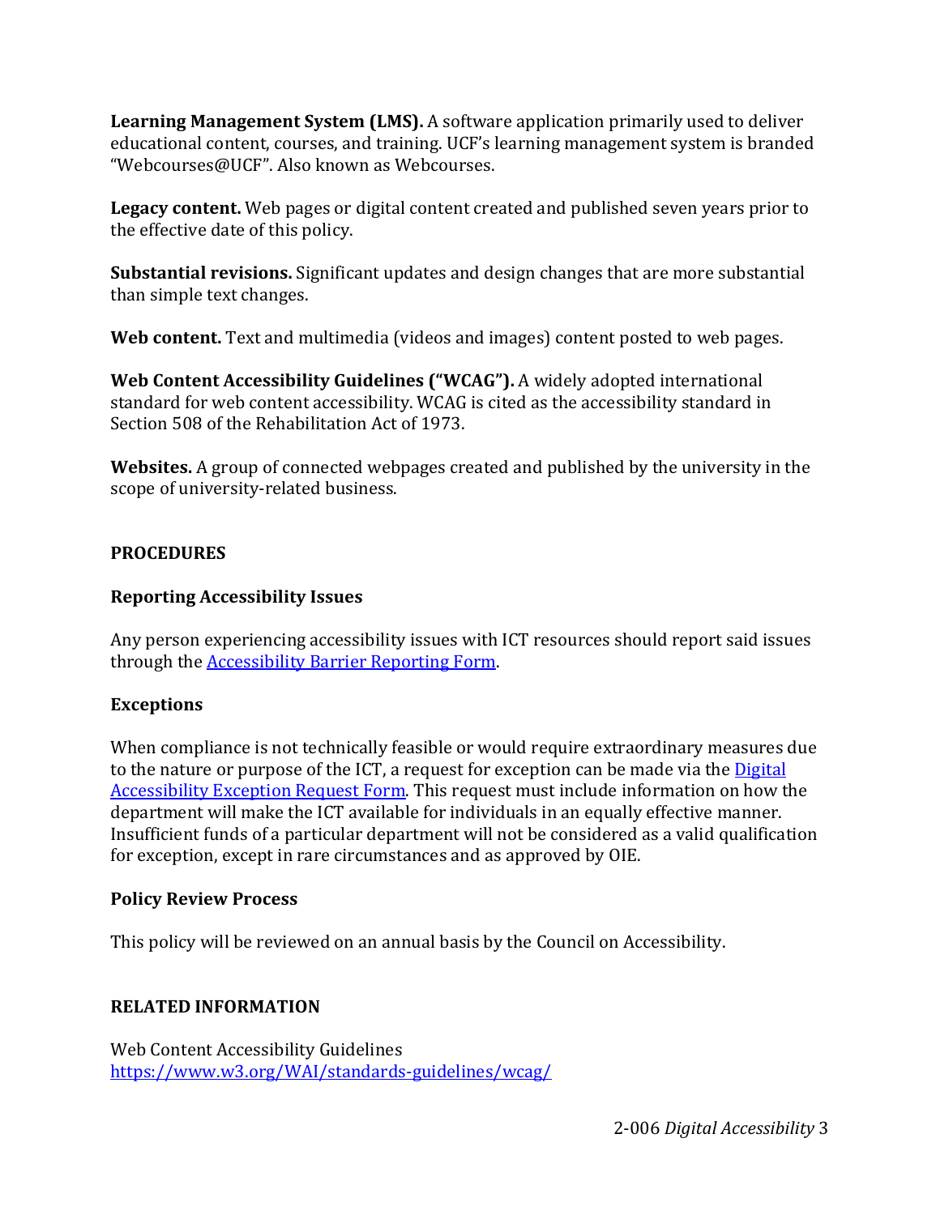**Learning Management System (LMS).** A software application primarily used to deliver educational content, courses, and training. UCF's learning management system is branded "Webcourses@UCF". Also known as Webcourses.

**Legacy content.** Web pages or digital content created and published seven years prior to the effective date of this policy.

**Substantial revisions.** Significant updates and design changes that are more substantial than simple text changes.

**Web content.** Text and multimedia (videos and images) content posted to web pages.

**Web Content Accessibility Guidelines ("WCAG").** A widely adopted international standard for web content accessibility. WCAG is cited as the accessibility standard in Section 508 of the Rehabilitation Act of 1973.

**Websites.** A group of connected webpages created and published by the university in the scope of university-related business.

## PROCEDURES

### Reporting Accessibility Issues

Any person experiencing accessibility issues with ICT resources should report said issues through the [Accessibility Barrier Reporting Form]().

### Exceptions

When compliance is not technically feasible or would require extraordinary measures due to the nature or purpose of the ICT, a request for exception can be made via the [Digital Accessibility Exception Request Form](). This request must include information on how the department will make the ICT available for individuals in an equally effective manner. Insufficient funds of a particular department will not be considered as a valid qualification for exception, except in rare circumstances and as approved by OIE.

### Policy Review Process

This policy will be reviewed on an annual basis by the Council on Accessibility.

## RELATED INFORMATION

Web Content Accessibility Guidelines
https://www.w3.org/WAI/standards-guidelines/wcag/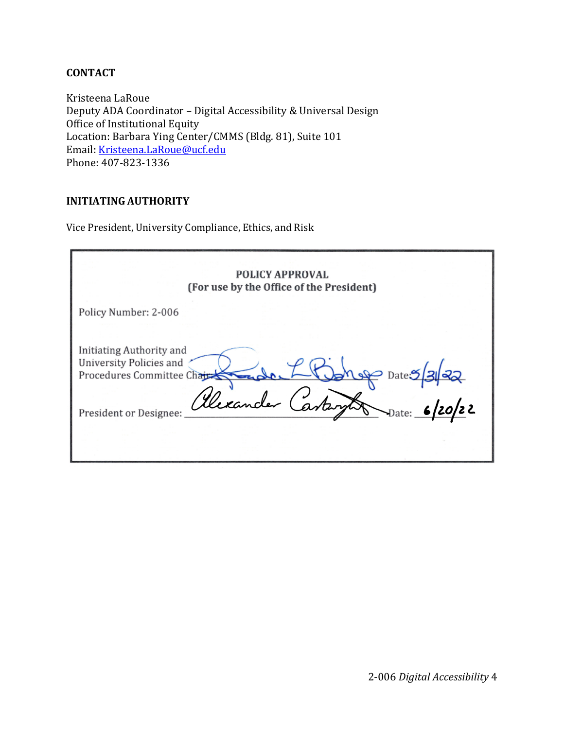**CONTACT**

Kristeena LaRoue
Deputy ADA Coordinator – Digital Accessibility & Universal Design
Office of Institutional Equity
Location: Barbara Ying Center/CMMS (Bldg. 81), Suite 101
Email: [Kristeena.LaRoue@ucf.edu](mailto:Kristeena.LaRoue@ucf.edu)
Phone: 407-823-1336

**INITIATING AUTHORITY**

Vice President, University Compliance, Ethics, and Risk

**POLICY APPROVAL**
**(For use by the Office of the President)**

Policy Number: 2-006

Initiating Authority and University Policies and Procedures Committee Chair: Rhonda L. Bishop Date: 5/31/22

President or Designee: Alexander Cartwright Date: 6/20/22